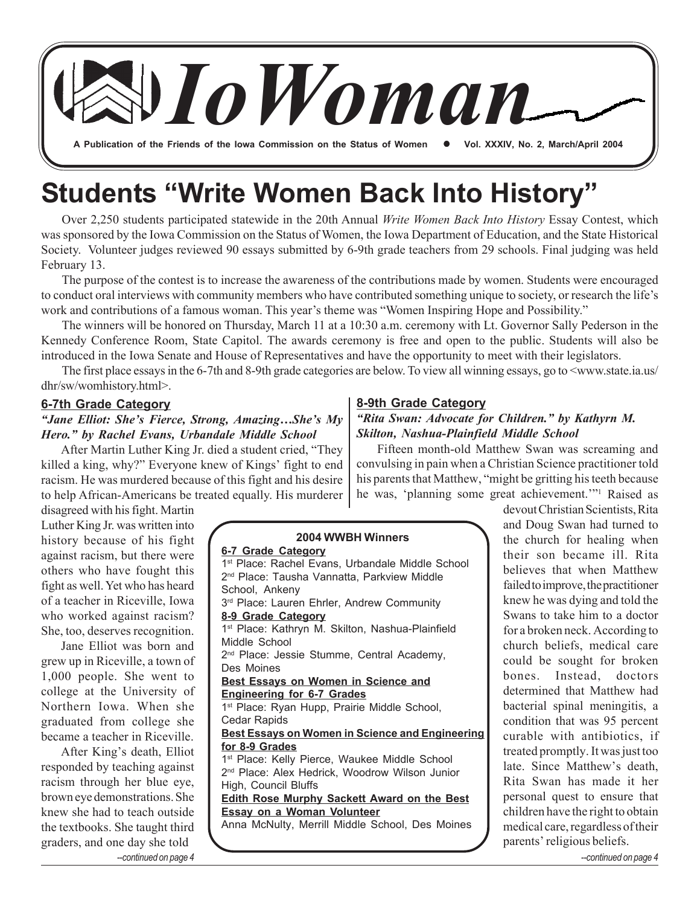# IoWoman

**A Publication of the Friends of the Iowa Commission on the Status of Women • Vol. XXXIV, No. 2, March/April 2004**

# Students "Write Women Back Into History"

Over 2,250 students participated statewide in the 20th Annual *Write Women Back Into History* Essay Contest, which was sponsored by the Iowa Commission on the Status of Women, the Iowa Department of Education, and the State Historical Society. Volunteer judges reviewed 90 essays submitted by 6-9th grade teachers from 29 schools. Final judging was held February 13.

The purpose of the contest is to increase the awareness of the contributions made by women. Students were encouraged to conduct oral interviews with community members who have contributed something unique to society, or research the life's work and contributions of a famous woman. This year's theme was "Women Inspiring Hope and Possibility."

The winners will be honored on Thursday, March 11 at a 10:30 a.m. ceremony with Lt. Governor Sally Pederson in the Kennedy Conference Room, State Capitol. The awards ceremony is free and open to the public. Students will also be introduced in the Iowa Senate and House of Representatives and have the opportunity to meet with their legislators.

The first place essays in the 6-7th and 8-9th grade categories are below. To view all winning essays, go to <www.state.ia.us/dhr/sw/womhistory.html>.

## 6-7th Grade Category

***"Jane Elliot: She's Fierce, Strong, Amazing…She's My Hero." by Rachel Evans, Urbandale Middle School***

After Martin Luther King Jr. died a student cried, "They killed a king, why?" Everyone knew of Kings' fight to end racism. He was murdered because of this fight and his desire to help African-Americans be treated equally. His murderer disagreed with his fight. Martin Luther King Jr. was written into history because of his fight against racism, but there were others who have fought this fight as well. Yet who has heard of a teacher in Riceville, Iowa who worked against racism? She, too, deserves recognition.

Jane Elliot was born and grew up in Riceville, a town of 1,000 people. She went to college at the University of Northern Iowa. When she graduated from college she became a teacher in Riceville.

After King's death, Elliot responded by teaching against racism through her blue eye, brown eye demonstrations. She knew she had to teach outside the textbooks. She taught third graders, and one day she told

*--continued on page 4*

## 8-9th Grade Category

***"Rita Swan: Advocate for Children." by Kathyrn M. Skilton, Nashua-Plainfield Middle School***

Fifteen month-old Matthew Swan was screaming and convulsing in pain when a Christian Science practitioner told his parents that Matthew, "might be gritting his teeth because he was, 'planning some great achievement.'"[1] Raised as devout Christian Scientists, Rita and Doug Swan had turned to the church for healing when their son became ill. Rita believes that when Matthew failed to improve, the practitioner knew he was dying and told the Swans to take him to a doctor for a broken neck. According to church beliefs, medical care could be sought for broken bones. Instead, doctors determined that Matthew had bacterial spinal meningitis, a condition that was 95 percent curable with antibiotics, if treated promptly. It was just too late. Since Matthew's death, Rita Swan has made it her personal quest to ensure that children have the right to obtain medical care, regardless of their parents' religious beliefs.

*--continued on page 4*

### 2004 WWBH Winners

**6-7 Grade Category**

1st Place: Rachel Evans, Urbandale Middle School
2nd Place: Tausha Vannatta, Parkview Middle School, Ankeny
3rd Place: Lauren Ehrler, Andrew Community

**8-9 Grade Category**

1st Place: Kathryn M. Skilton, Nashua-Plainfield Middle School
2nd Place: Jessie Stumme, Central Academy, Des Moines

**Best Essays on Women in Science and Engineering for 6-7 Grades**

1st Place: Ryan Hupp, Prairie Middle School, Cedar Rapids

**Best Essays on Women in Science and Engineering for 8-9 Grades**

1st Place: Kelly Pierce, Waukee Middle School
2nd Place: Alex Hedrick, Woodrow Wilson Junior High, Council Bluffs

**Edith Rose Murphy Sackett Award on the Best Essay on a Woman Volunteer**

Anna McNulty, Merrill Middle School, Des Moines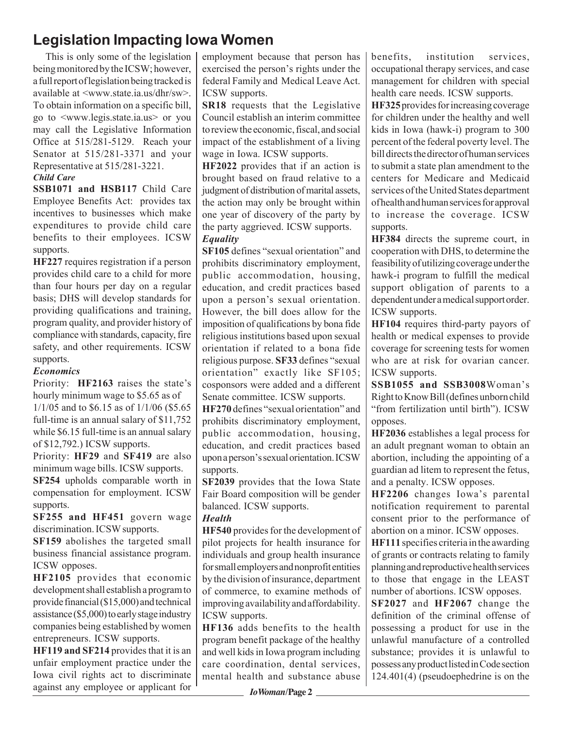# Legislation Impacting Iowa Women

This is only some of the legislation being monitored by the ICSW; however, a full report of legislation being tracked is available at <www.state.ia.us/dhr/sw>. To obtain information on a specific bill, go to <www.legis.state.ia.us> or you may call the Legislative Information Office at 515/281-5129. Reach your Senator at 515/281-3371 and your Representative at 515/281-3221.

***Child Care***

**SSB1071 and HSB117** Child Care Employee Benefits Act: provides tax incentives to businesses which make expenditures to provide child care benefits to their employees. ICSW supports.

**HF227** requires registration if a person provides child care to a child for more than four hours per day on a regular basis; DHS will develop standards for providing qualifications and training, program quality, and provider history of compliance with standards, capacity, fire safety, and other requirements. ICSW supports.

***Economics***

Priority: **HF2163** raises the state's hourly minimum wage to $5.65 as of 1/1/05 and to $6.15 as of 1/1/06 ($5.65 full-time is an annual salary of $11,752 while $6.15 full-time is an annual salary of $12,792.) ICSW supports.

Priority: **HF29** and **SF419** are also minimum wage bills. ICSW supports.

**SF254** upholds comparable worth in compensation for employment. ICSW supports.

**SF255 and HF451** govern wage discrimination. ICSW supports.

**SF159** abolishes the targeted small business financial assistance program. ICSW opposes.

**HF2105** provides that economic development shall establish a program to provide financial ($15,000) and technical assistance ($5,000) to early stage industry companies being established by women entrepreneurs. ICSW supports.

**HF119 and SF214** provides that it is an unfair employment practice under the Iowa civil rights act to discriminate against any employee or applicant for employment because that person has exercised the person's rights under the federal Family and Medical Leave Act. ICSW supports.

**SR18** requests that the Legislative Council establish an interim committee to review the economic, fiscal, and social impact of the establishment of a living wage in Iowa. ICSW supports.

**HF2022** provides that if an action is brought based on fraud relative to a judgment of distribution of marital assets, the action may only be brought within one year of discovery of the party by the party aggrieved. ICSW supports.

***Equality***

**SF105** defines "sexual orientation" and prohibits discriminatory employment, public accommodation, housing, education, and credit practices based upon a person's sexual orientation. However, the bill does allow for the imposition of qualifications by bona fide religious institutions based upon sexual orientation if related to a bona fide religious purpose. **SF33** defines "sexual orientation" exactly like SF105; cosponsors were added and a different Senate committee. ICSW supports.

**HF270** defines "sexual orientation" and prohibits discriminatory employment, public accommodation, housing, education, and credit practices based upon a person's sexual orientation. ICSW supports.

**SF2039** provides that the Iowa State Fair Board composition will be gender balanced. ICSW supports.

***Health***

**HF540** provides for the development of pilot projects for health insurance for individuals and group health insurance for small employers and nonprofit entities by the division of insurance, department of commerce, to examine methods of improving availability and affordability. ICSW supports.

**HF136** adds benefits to the health program benefit package of the healthy and well kids in Iowa program including care coordination, dental services, mental health and substance abuse benefits, institution services, occupational therapy services, and case management for children with special health care needs. ICSW supports.

**HF325** provides for increasing coverage for children under the healthy and well kids in Iowa (hawk-i) program to 300 percent of the federal poverty level. The bill directs the director of human services to submit a state plan amendment to the centers for Medicare and Medicaid services of the United States department of health and human services for approval to increase the coverage. ICSW supports.

**HF384** directs the supreme court, in cooperation with DHS, to determine the feasibility of utilizing coverage under the hawk-i program to fulfill the medical support obligation of parents to a dependent under a medical support order. ICSW supports.

**HF104** requires third-party payors of health or medical expenses to provide coverage for screening tests for women who are at risk for ovarian cancer. ICSW supports.

**SSB1055 and SSB3008** Woman's Right to Know Bill (defines unborn child "from fertilization until birth"). ICSW opposes.

**HF2036** establishes a legal process for an adult pregnant woman to obtain an abortion, including the appointing of a guardian ad litem to represent the fetus, and a penalty. ICSW opposes.

**HF2206** changes Iowa's parental notification requirement to parental consent prior to the performance of abortion on a minor. ICSW opposes.

**HF111** specifies criteria in the awarding of grants or contracts relating to family planning and reproductive health services to those that engage in the LEAST number of abortions. ICSW opposes.

**SF2027** and **HF2067** change the definition of the criminal offense of possessing a product for use in the unlawful manufacture of a controlled substance; provides it is unlawful to possess any product listed in Code section 124.401(4) (pseudoephedrine is on the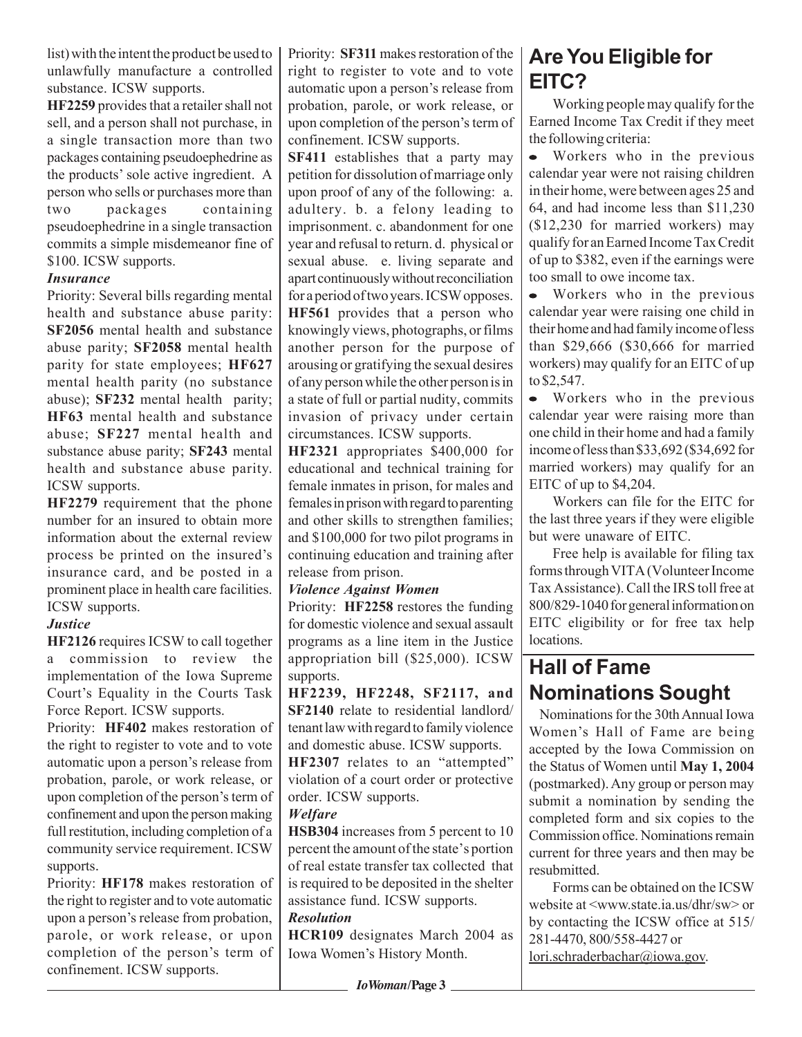list) with the intent the product be used to unlawfully manufacture a controlled substance. ICSW supports.

**HF2259** provides that a retailer shall not sell, and a person shall not purchase, in a single transaction more than two packages containing pseudoephedrine as the products' sole active ingredient. A person who sells or purchases more than two packages containing pseudoephedrine in a single transaction commits a simple misdemeanor fine of $100. ICSW supports.

***Insurance***

Priority: Several bills regarding mental health and substance abuse parity: **SF2056** mental health and substance abuse parity; **SF2058** mental health parity for state employees; **HF627** mental health parity (no substance abuse); **SF232** mental health parity; **HF63** mental health and substance abuse; **SF227** mental health and substance abuse parity; **SF243** mental health and substance abuse parity. ICSW supports.

**HF2279** requirement that the phone number for an insured to obtain more information about the external review process be printed on the insured's insurance card, and be posted in a prominent place in health care facilities. ICSW supports.

***Justice***

**HF2126** requires ICSW to call together a commission to review the implementation of the Iowa Supreme Court's Equality in the Courts Task Force Report. ICSW supports.

Priority: **HF402** makes restoration of the right to register to vote and to vote automatic upon a person's release from probation, parole, or work release, or upon completion of the person's term of confinement and upon the person making full restitution, including completion of a community service requirement. ICSW supports.

Priority: **HF178** makes restoration of the right to register and to vote automatic upon a person's release from probation, parole, or work release, or upon completion of the person's term of confinement. ICSW supports.

Priority: **SF311** makes restoration of the right to register to vote and to vote automatic upon a person's release from probation, parole, or work release, or upon completion of the person's term of confinement. ICSW supports.

**SF411** establishes that a party may petition for dissolution of marriage only upon proof of any of the following: a. adultery. b. a felony leading to imprisonment. c. abandonment for one year and refusal to return. d. physical or sexual abuse. e. living separate and apart continuously without reconciliation for a period of two years. ICSW opposes.

**HF561** provides that a person who knowingly views, photographs, or films another person for the purpose of arousing or gratifying the sexual desires of any person while the other person is in a state of full or partial nudity, commits invasion of privacy under certain circumstances. ICSW supports.

**HF2321** appropriates $400,000 for educational and technical training for female inmates in prison, for males and females in prison with regard to parenting and other skills to strengthen families; and $100,000 for two pilot programs in continuing education and training after release from prison.

***Violence Against Women***

Priority: **HF2258** restores the funding for domestic violence and sexual assault programs as a line item in the Justice appropriation bill ($25,000). ICSW supports.

**HF2239, HF2248, SF2117, and SF2140** relate to residential landlord/tenant law with regard to family violence and domestic abuse. ICSW supports.

**HF2307** relates to an "attempted" violation of a court order or protective order. ICSW supports.

***Welfare***

**HSB304** increases from 5 percent to 10 percent the amount of the state's portion of real estate transfer tax collected that is required to be deposited in the shelter assistance fund. ICSW supports.

***Resolution***

**HCR109** designates March 2004 as Iowa Women's History Month.

## Are You Eligible for EITC?

Working people may qualify for the Earned Income Tax Credit if they meet the following criteria:

- Workers who in the previous calendar year were not raising children in their home, were between ages 25 and 64, and had income less than $11,230 ($12,230 for married workers) may qualify for an Earned Income Tax Credit of up to $382, even if the earnings were too small to owe income tax.
- Workers who in the previous calendar year were raising one child in their home and had family income of less than $29,666 ($30,666 for married workers) may qualify for an EITC of up to $2,547.
- Workers who in the previous calendar year were raising more than one child in their home and had a family income of less than $33,692 ($34,692 for married workers) may qualify for an EITC of up to $4,204.

Workers can file for the EITC for the last three years if they were eligible but were unaware of EITC.

Free help is available for filing tax forms through VITA (Volunteer Income Tax Assistance). Call the IRS toll free at 800/829-1040 for general information on EITC eligibility or for free tax help locations.

## Hall of Fame Nominations Sought

Nominations for the 30th Annual Iowa Women's Hall of Fame are being accepted by the Iowa Commission on the Status of Women until **May 1, 2004** (postmarked). Any group or person may submit a nomination by sending the completed form and six copies to the Commission office. Nominations remain current for three years and then may be resubmitted.

Forms can be obtained on the ICSW website at <www.state.ia.us/dhr/sw> or by contacting the ICSW office at 515/281-4470, 800/558-4427 or lori.schraderbachar@iowa.gov.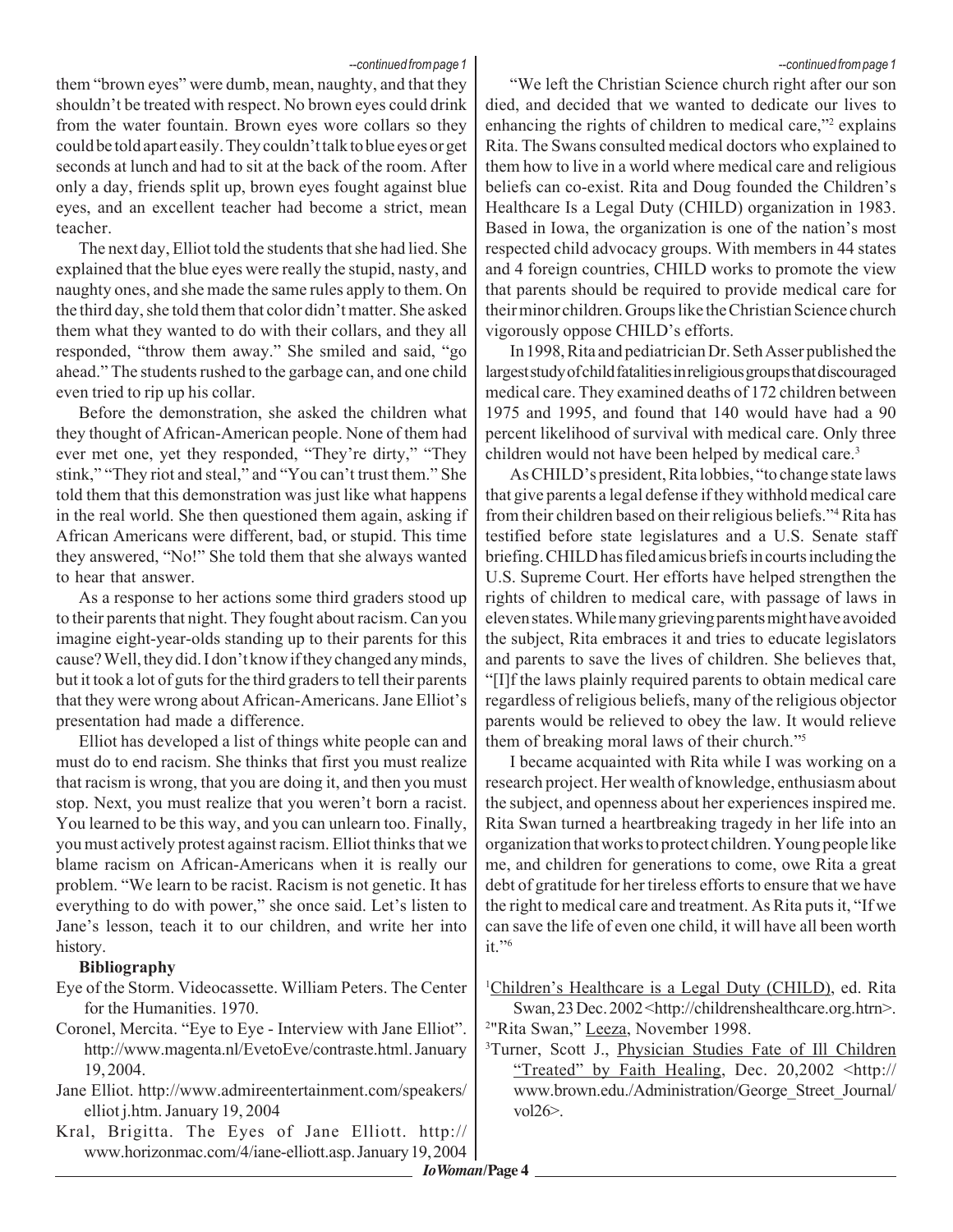*--continued from page 1*

them "brown eyes" were dumb, mean, naughty, and that they shouldn't be treated with respect. No brown eyes could drink from the water fountain. Brown eyes wore collars so they could be told apart easily. They couldn't talk to blue eyes or get seconds at lunch and had to sit at the back of the room. After only a day, friends split up, brown eyes fought against blue eyes, and an excellent teacher had become a strict, mean teacher.

The next day, Elliot told the students that she had lied. She explained that the blue eyes were really the stupid, nasty, and naughty ones, and she made the same rules apply to them. On the third day, she told them that color didn't matter. She asked them what they wanted to do with their collars, and they all responded, "throw them away." She smiled and said, "go ahead." The students rushed to the garbage can, and one child even tried to rip up his collar.

Before the demonstration, she asked the children what they thought of African-American people. None of them had ever met one, yet they responded, "They're dirty," "They stink," "They riot and steal," and "You can't trust them." She told them that this demonstration was just like what happens in the real world. She then questioned them again, asking if African Americans were different, bad, or stupid. This time they answered, "No!" She told them that she always wanted to hear that answer.

As a response to her actions some third graders stood up to their parents that night. They fought about racism. Can you imagine eight-year-olds standing up to their parents for this cause? Well, they did. I don't know if they changed any minds, but it took a lot of guts for the third graders to tell their parents that they were wrong about African-Americans. Jane Elliot's presentation had made a difference.

Elliot has developed a list of things white people can and must do to end racism. She thinks that first you must realize that racism is wrong, that you are doing it, and then you must stop. Next, you must realize that you weren't born a racist. You learned to be this way, and you can unlearn too. Finally, you must actively protest against racism. Elliot thinks that we blame racism on African-Americans when it is really our problem. "We learn to be racist. Racism is not genetic. It has everything to do with power," she once said. Let's listen to Jane's lesson, teach it to our children, and write her into history.

**Bibliography**

Eye of the Storm. Videocassette. William Peters. The Center for the Humanities. 1970.

Coronel, Mercita. "Eye to Eye - Interview with Jane Elliot". http://www.magenta.nl/EvetoEve/contraste.html. January 19, 2004.

Jane Elliot. http://www.admireentertainment.com/speakers/elliot j.htm. January 19, 2004

Kral, Brigitta. The Eyes of Jane Elliott. http://www.horizonmac.com/4/iane-elliott.asp. January 19, 2004

*--continued from page 1*

"We left the Christian Science church right after our son died, and decided that we wanted to dedicate our lives to enhancing the rights of children to medical care,"[2] explains Rita. The Swans consulted medical doctors who explained to them how to live in a world where medical care and religious beliefs can co-exist. Rita and Doug founded the Children's Healthcare Is a Legal Duty (CHILD) organization in 1983. Based in Iowa, the organization is one of the nation's most respected child advocacy groups. With members in 44 states and 4 foreign countries, CHILD works to promote the view that parents should be required to provide medical care for their minor children. Groups like the Christian Science church vigorously oppose CHILD's efforts.

In 1998, Rita and pediatrician Dr. Seth Asser published the largest study of child fatalities in religious groups that discouraged medical care. They examined deaths of 172 children between 1975 and 1995, and found that 140 would have had a 90 percent likelihood of survival with medical care. Only three children would not have been helped by medical care.[3]

As CHILD's president, Rita lobbies, "to change state laws that give parents a legal defense if they withhold medical care from their children based on their religious beliefs."[4] Rita has testified before state legislatures and a U.S. Senate staff briefing. CHILD has filed amicus briefs in courts including the U.S. Supreme Court. Her efforts have helped strengthen the rights of children to medical care, with passage of laws in eleven states. While many grieving parents might have avoided the subject, Rita embraces it and tries to educate legislators and parents to save the lives of children. She believes that, "[I]f the laws plainly required parents to obtain medical care regardless of religious beliefs, many of the religious objector parents would be relieved to obey the law. It would relieve them of breaking moral laws of their church."[5]

I became acquainted with Rita while I was working on a research project. Her wealth of knowledge, enthusiasm about the subject, and openness about her experiences inspired me. Rita Swan turned a heartbreaking tragedy in her life into an organization that works to protect children. Young people like me, and children for generations to come, owe Rita a great debt of gratitude for her tireless efforts to ensure that we have the right to medical care and treatment. As Rita puts it, "If we can save the life of even one child, it will have all been worth it."[6]

[1] Children's Healthcare is a Legal Duty (CHILD), ed. Rita Swan, 23 Dec. 2002 <http://childrenshealthcare.org.htrn>.

[2] "Rita Swan," Leeza, November 1998.

[3] Turner, Scott J., Physician Studies Fate of Ill Children "Treated" by Faith Healing, Dec. 20,2002 <http://www.brown.edu./Administration/George_Street_Journal/vol26>.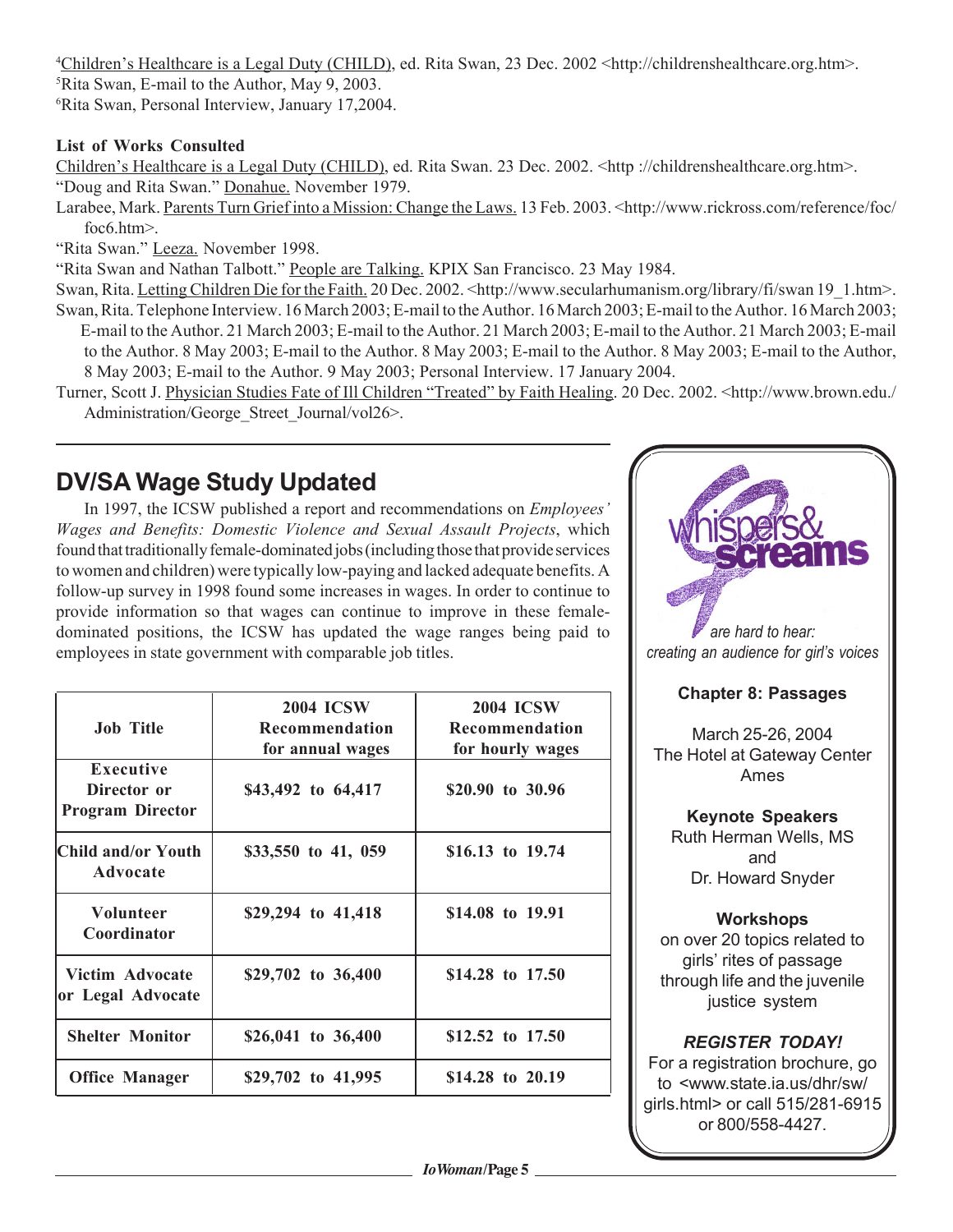[4]Children's Healthcare is a Legal Duty (CHILD), ed. Rita Swan, 23 Dec. 2002 <http://childrenshealthcare.org.htm>.
[5]Rita Swan, E-mail to the Author, May 9, 2003.
[6]Rita Swan, Personal Interview, January 17,2004.

**List of Works Consulted**

Children's Healthcare is a Legal Duty (CHILD), ed. Rita Swan. 23 Dec. 2002. <http ://childrenshealthcare.org.htm>.

"Doug and Rita Swan." Donahue. November 1979.

Larabee, Mark. Parents Turn Grief into a Mission: Change the Laws. 13 Feb. 2003. <http://www.rickross.com/reference/foc/foc6.htm>.

"Rita Swan." Leeza. November 1998.

"Rita Swan and Nathan Talbott." People are Talking. KPIX San Francisco. 23 May 1984.

Swan, Rita. Letting Children Die for the Faith. 20 Dec. 2002. <http://www.secularhumanism.org/library/fi/swan 19_1.htm>.

Swan, Rita. Telephone Interview. 16 March 2003; E-mail to the Author. 16 March 2003; E-mail to the Author. 16 March 2003; E-mail to the Author. 21 March 2003; E-mail to the Author. 21 March 2003; E-mail to the Author. 21 March 2003; E-mail to the Author. 8 May 2003; E-mail to the Author. 8 May 2003; E-mail to the Author. 8 May 2003; E-mail to the Author, 8 May 2003; E-mail to the Author. 9 May 2003; Personal Interview. 17 January 2004.

Turner, Scott J. Physician Studies Fate of Ill Children "Treated" by Faith Healing. 20 Dec. 2002. <http://www.brown.edu./Administration/George_Street_Journal/vol26>.

## DV/SA Wage Study Updated

In 1997, the ICSW published a report and recommendations on *Employees' Wages and Benefits: Domestic Violence and Sexual Assault Projects*, which found that traditionally female-dominated jobs (including those that provide services to women and children) were typically low-paying and lacked adequate benefits. A follow-up survey in 1998 found some increases in wages. In order to continue to provide information so that wages can continue to improve in these female-dominated positions, the ICSW has updated the wage ranges being paid to employees in state government with comparable job titles.

| Job Title | 2004 ICSW Recommendation for annual wages | 2004 ICSW Recommendation for hourly wages |
|---|---|---|
| Executive Director or Program Director | $43,492 to 64,417 | $20.90 to 30.96 |
| Child and/or Youth Advocate | $33,550 to 41, 059 | $16.13 to 19.74 |
| Volunteer Coordinator | $29,294 to 41,418 | $14.08 to 19.91 |
| Victim Advocate or Legal Advocate | $29,702 to 36,400 | $14.28 to 17.50 |
| Shelter Monitor | $26,041 to 36,400 | $12.52 to 17.50 |
| Office Manager | $29,702 to 41,995 | $14.28 to 20.19 |

whispers& screams

*are hard to hear: creating an audience for girl's voices*

**Chapter 8: Passages**

March 25-26, 2004
The Hotel at Gateway Center
Ames

**Keynote Speakers**
Ruth Herman Wells, MS
and
Dr. Howard Snyder

**Workshops**
on over 20 topics related to girls' rites of passage through life and the juvenile justice system

***REGISTER TODAY!***
For a registration brochure, go to <www.state.ia.us/dhr/sw/girls.html> or call 515/281-6915 or 800/558-4427.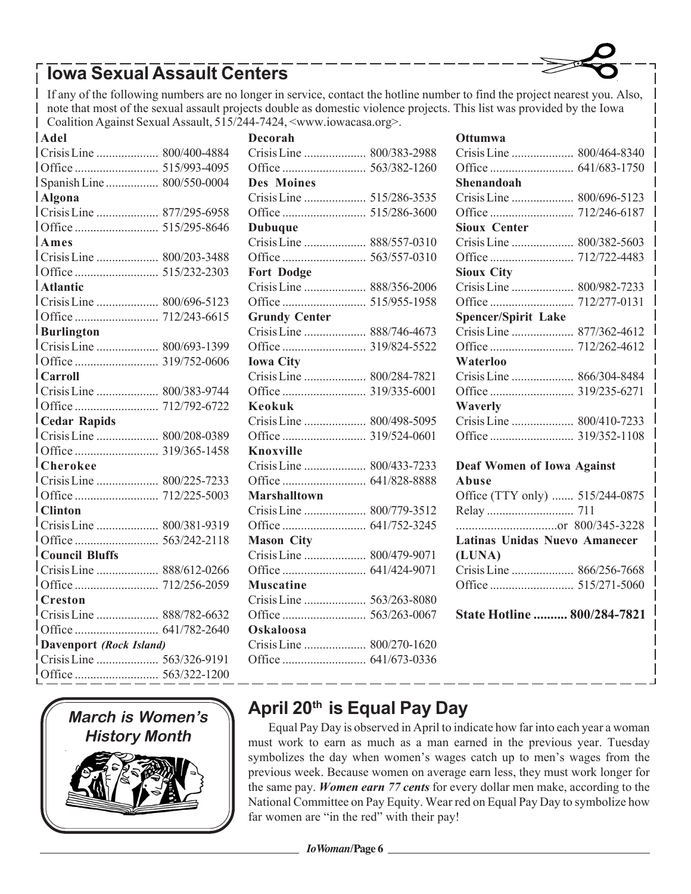## Iowa Sexual Assault Centers

If any of the following numbers are no longer in service, contact the hotline number to find the project nearest you. Also, note that most of the sexual assault projects double as domestic violence projects. This list was provided by the Iowa Coalition Against Sexual Assault, 515/244-7424, <www.iowacasa.org>.

**Adel**
Crisis Line .................... 800/400-4884
Office ........................... 515/993-4095
Spanish Line ................. 800/550-0004

**Algona**
Crisis Line .................... 877/295-6958
Office ........................... 515/295-8646

**Ames**
Crisis Line .................... 800/203-3488
Office ........................... 515/232-2303

**Atlantic**
Crisis Line .................... 800/696-5123
Office ........................... 712/243-6615

**Burlington**
Crisis Line .................... 800/693-1399
Office ........................... 319/752-0606

**Carroll**
Crisis Line .................... 800/383-9744
Office ........................... 712/792-6722

**Cedar Rapids**
Crisis Line .................... 800/208-0389
Office ........................... 319/365-1458

**Cherokee**
Crisis Line .................... 800/225-7233
Office ........................... 712/225-5003

**Clinton**
Crisis Line .................... 800/381-9319
Office ........................... 563/242-2118

**Council Bluffs**
Crisis Line .................... 888/612-0266
Office ........................... 712/256-2059

**Creston**
Crisis Line .................... 888/782-6632
Office ........................... 641/782-2640

**Davenport *(Rock Island)***
Crisis Line .................... 563/326-9191
Office ........................... 563/322-1200

**Decorah**
Crisis Line .................... 800/383-2988
Office ........................... 563/382-1260

**Des Moines**
Crisis Line .................... 515/286-3535
Office ........................... 515/286-3600

**Dubuque**
Crisis Line .................... 888/557-0310
Office ........................... 563/557-0310

**Fort Dodge**
Crisis Line .................... 888/356-2006
Office ........................... 515/955-1958

**Grundy Center**
Crisis Line .................... 888/746-4673
Office ........................... 319/824-5522

**Iowa City**
Crisis Line .................... 800/284-7821
Office ........................... 319/335-6001

**Keokuk**
Crisis Line .................... 800/498-5095
Office ........................... 319/524-0601

**Knoxville**
Crisis Line .................... 800/433-7233
Office ........................... 641/828-8888

**Marshalltown**
Crisis Line .................... 800/779-3512
Office ........................... 641/752-3245

**Mason City**
Crisis Line .................... 800/479-9071
Office ........................... 641/424-9071

**Muscatine**
Crisis Line .................... 563/263-8080
Office ........................... 563/263-0067

**Oskaloosa**
Crisis Line .................... 800/270-1620
Office ........................... 641/673-0336

**Ottumwa**
Crisis Line .................... 800/464-8340
Office ........................... 641/683-1750

**Shenandoah**
Crisis Line .................... 800/696-5123
Office ........................... 712/246-6187

**Sioux Center**
Crisis Line .................... 800/382-5603
Office ........................... 712/722-4483

**Sioux City**
Crisis Line .................... 800/982-7233
Office ........................... 712/277-0131

**Spencer/Spirit Lake**
Crisis Line .................... 877/362-4612
Office ........................... 712/262-4612

**Waterloo**
Crisis Line .................... 866/304-8484
Office ........................... 319/235-6271

**Waverly**
Crisis Line .................... 800/410-7233
Office ........................... 319/352-1108

**Deaf Women of Iowa Against Abuse**
Office (TTY only) ....... 515/244-0875
Relay ............................ 711
................................or 800/345-3228

**Latinas Unidas Nuevo Amanecer (LUNA)**
Crisis Line .................... 866/256-7668
Office ........................... 515/271-5060

**State Hotline .......... 800/284-7821**

***March is Women's History Month***

## April 20th is Equal Pay Day

Equal Pay Day is observed in April to indicate how far into each year a woman must work to earn as much as a man earned in the previous year. Tuesday symbolizes the day when women's wages catch up to men's wages from the previous week. Because women on average earn less, they must work longer for the same pay. ***Women earn 77 cents*** for every dollar men make, according to the National Committee on Pay Equity. Wear red on Equal Pay Day to symbolize how far women are "in the red" with their pay!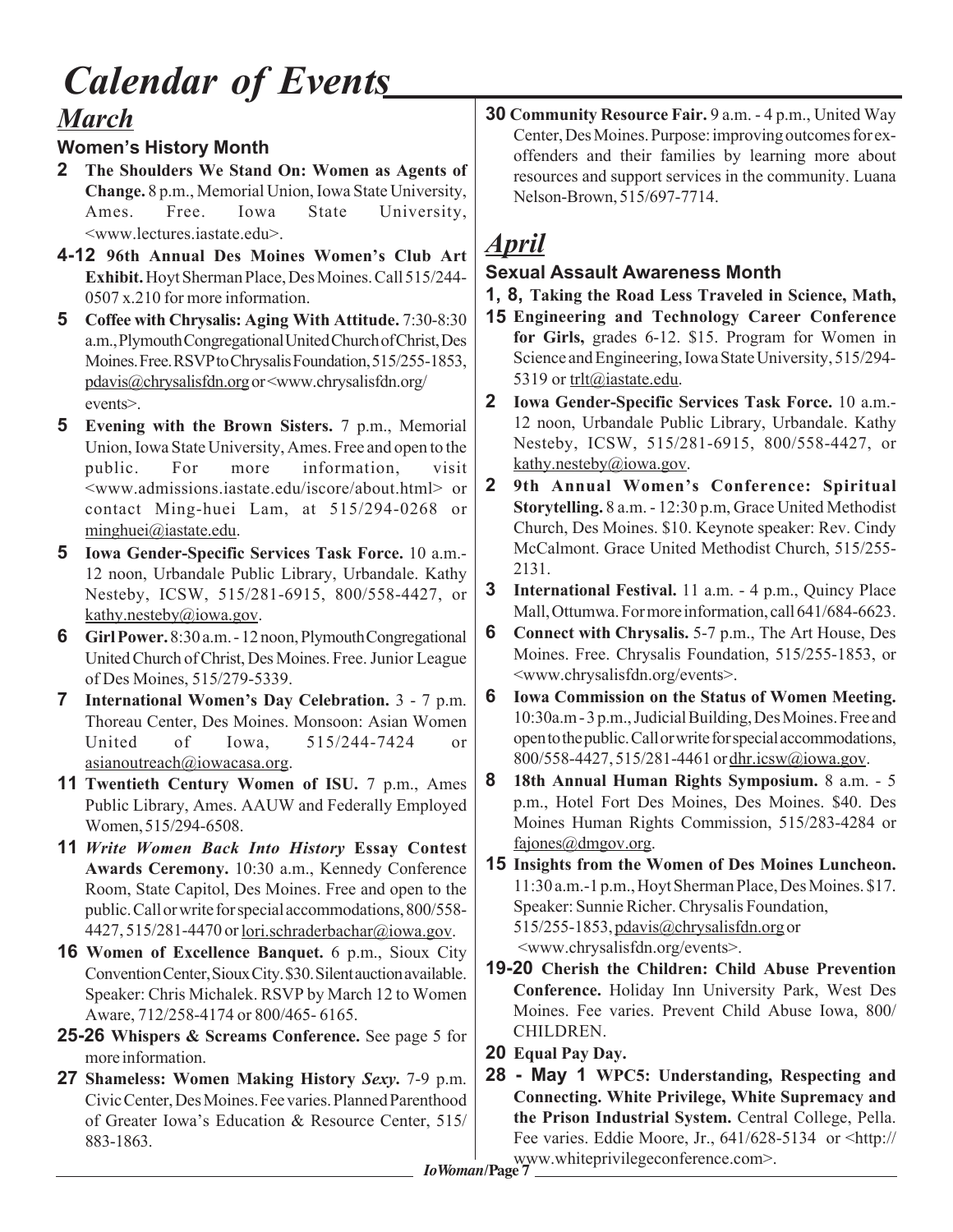# *Calendar of Events*

## *March*

### Women's History Month

**2** **The Shoulders We Stand On: Women as Agents of Change.** 8 p.m., Memorial Union, Iowa State University, Ames. Free. Iowa State University, <www.lectures.iastate.edu>.

**4-12** **96th Annual Des Moines Women's Club Art Exhibit.** Hoyt Sherman Place, Des Moines. Call 515/244-0507 x.210 for more information.

**5** **Coffee with Chrysalis: Aging With Attitude.** 7:30-8:30 a.m., Plymouth Congregational United Church of Christ, Des Moines. Free. RSVP to Chrysalis Foundation, 515/255-1853, pdavis@chrysalisfdn.org or <www.chrysalisfdn.org/events>.

**5** **Evening with the Brown Sisters.** 7 p.m., Memorial Union, Iowa State University, Ames. Free and open to the public. For more information, visit <www.admissions.iastate.edu/iscore/about.html> or contact Ming-huei Lam, at 515/294-0268 or minghuei@iastate.edu.

**5** **Iowa Gender-Specific Services Task Force.** 10 a.m.-12 noon, Urbandale Public Library, Urbandale. Kathy Nesteby, ICSW, 515/281-6915, 800/558-4427, or kathy.nesteby@iowa.gov.

**6** **Girl Power.** 8:30 a.m. - 12 noon, Plymouth Congregational United Church of Christ, Des Moines. Free. Junior League of Des Moines, 515/279-5339.

**7** **International Women's Day Celebration.** 3 - 7 p.m. Thoreau Center, Des Moines. Monsoon: Asian Women United of Iowa, 515/244-7424 or asianoutreach@iowacasa.org.

**11** **Twentieth Century Women of ISU.** 7 p.m., Ames Public Library, Ames. AAUW and Federally Employed Women, 515/294-6508.

**11** ***Write Women Back Into History* Essay Contest Awards Ceremony.** 10:30 a.m., Kennedy Conference Room, State Capitol, Des Moines. Free and open to the public. Call or write for special accommodations, 800/558-4427, 515/281-4470 or lori.schraderbachar@iowa.gov.

**16** **Women of Excellence Banquet.** 6 p.m., Sioux City Convention Center, Sioux City. $30. Silent auction available. Speaker: Chris Michalek. RSVP by March 12 to Women Aware, 712/258-4174 or 800/465- 6165.

**25-26** **Whispers & Screams Conference.** See page 5 for more information.

**27** **Shameless: Women Making History *Sexy*.** 7-9 p.m. Civic Center, Des Moines. Fee varies. Planned Parenthood of Greater Iowa's Education & Resource Center, 515/883-1863.

**30** **Community Resource Fair.** 9 a.m. - 4 p.m., United Way Center, Des Moines. Purpose: improving outcomes for ex-offenders and their families by learning more about resources and support services in the community. Luana Nelson-Brown, 515/697-7714.

## *April*

### Sexual Assault Awareness Month

**1, 8, 15** **Taking the Road Less Traveled in Science, Math, Engineering and Technology Career Conference for Girls,** grades 6-12. $15. Program for Women in Science and Engineering, Iowa State University, 515/294-5319 or trlt@iastate.edu.

**2** **Iowa Gender-Specific Services Task Force.** 10 a.m.-12 noon, Urbandale Public Library, Urbandale. Kathy Nesteby, ICSW, 515/281-6915, 800/558-4427, or kathy.nesteby@iowa.gov.

**2** **9th Annual Women's Conference: Spiritual Storytelling.** 8 a.m. - 12:30 p.m, Grace United Methodist Church, Des Moines. $10. Keynote speaker: Rev. Cindy McCalmont. Grace United Methodist Church, 515/255-2131.

**3** **International Festival.** 11 a.m. - 4 p.m., Quincy Place Mall, Ottumwa. For more information, call 641/684-6623.

**6** **Connect with Chrysalis.** 5-7 p.m., The Art House, Des Moines. Free. Chrysalis Foundation, 515/255-1853, or <www.chrysalisfdn.org/events>.

**6** **Iowa Commission on the Status of Women Meeting.** 10:30a.m - 3 p.m., Judicial Building, Des Moines. Free and open to the public. Call or write for special accommodations, 800/558-4427, 515/281-4461 or dhr.icsw@iowa.gov.

**8** **18th Annual Human Rights Symposium.** 8 a.m. - 5 p.m., Hotel Fort Des Moines, Des Moines. $40. Des Moines Human Rights Commission, 515/283-4284 or fajones@dmgov.org.

**15** **Insights from the Women of Des Moines Luncheon.** 11:30 a.m.-1 p.m., Hoyt Sherman Place, Des Moines. $17. Speaker: Sunnie Richer. Chrysalis Foundation, 515/255-1853, pdavis@chrysalisfdn.org or <www.chrysalisfdn.org/events>.

**19-20** **Cherish the Children: Child Abuse Prevention Conference.** Holiday Inn University Park, West Des Moines. Fee varies. Prevent Child Abuse Iowa, 800/CHILDREN.

**20** **Equal Pay Day.**

**28 - May 1** **WPC5: Understanding, Respecting and Connecting. White Privilege, White Supremacy and the Prison Industrial System.** Central College, Pella. Fee varies. Eddie Moore, Jr., 641/628-5134 or <http://www.whiteprivilegeconference.com>.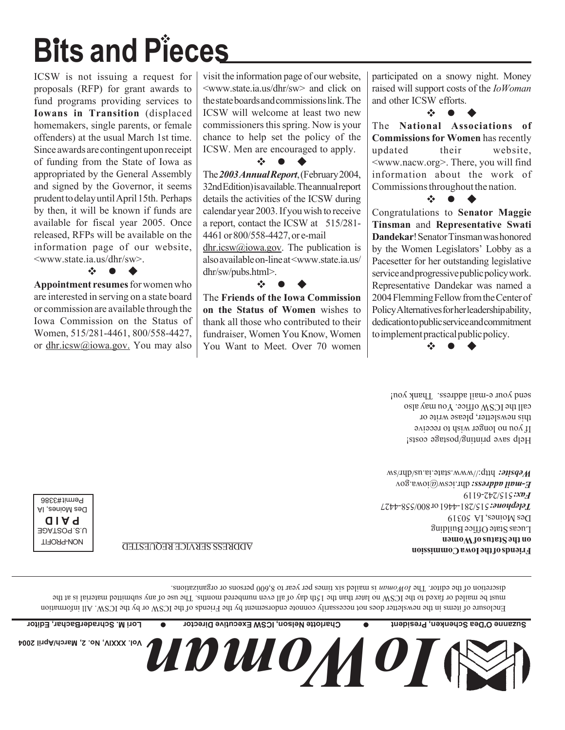# Bits and Pieces

ICSW is not issuing a request for proposals (RFP) for grant awards to fund programs providing services to **Iowans in Transition** (displaced homemakers, single parents, or female offenders) at the usual March 1st time. Since awards are contingent upon receipt of funding from the State of Iowa as appropriated by the General Assembly and signed by the Governor, it seems prudent to delay until April 15th. Perhaps by then, it will be known if funds are available for fiscal year 2005. Once released, RFPs will be available on the information page of our website, <www.state.ia.us/dhr/sw>.

❖ ● ◆

**Appointment resumes** for women who are interested in serving on a state board or commission are available through the Iowa Commission on the Status of Women, 515/281-4461, 800/558-4427, or dhr.icsw@iowa.gov. You may also visit the information page of our website, <www.state.ia.us/dhr/sw> and click on the state boards and commissions link. The ICSW will welcome at least two new commissioners this spring. Now is your chance to help set the policy of the ICSW. Men are encouraged to apply.

❖ ● ◆

The ***2003 Annual Report***, (February 2004, 32nd Edition) is available. The annual report details the activities of the ICSW during calendar year 2003. If you wish to receive a report, contact the ICSW at 515/281-4461 or 800/558-4427, or e-mail dhr.icsw@iowa.gov. The publication is also available on-line at <www.state.ia.us/dhr/sw/pubs.html>.

❖ ● ◆

The **Friends of the Iowa Commission on the Status of Women** wishes to thank all those who contributed to their fundraiser, Women You Know, Women You Want to Meet. Over 70 women participated on a snowy night. Money raised will support costs of the *IoWoman* and other ICSW efforts.

❖ ● ◆

The **National Associations of Commissions for Women** has recently updated their website, <www.nacw.org>. There, you will find information about the work of Commissions throughout the nation.

❖ ● ◆

Congratulations to **Senator Maggie Tinsman** and **Representative Swati Dandekar**! Senator Tinsman was honored by the Women Legislators' Lobby as a Pacesetter for her outstanding legislative service and progressive public policy work. Representative Dandekar was named a 2004 Flemming Fellow from the Center of Policy Alternatives for her leadership ability, dedication to public service and commitment to implement practical public policy.

❖ ● ◆

Help save printing/postage costs!
If you no longer wish to receive this newsletter, please write or call the ICSW office. You may also send your e-mail address. Thank you!

**Friends of the Iowa Commission on the Status of Women**
Lucas State Office Building
Des Moines, IA 50319
***Telephone:*** 515/281-4461 or 800/558-4427
***Fax:*** 515/242-6119
***E-mail address:*** dhr.icsw@iowa.gov
***Website:*** http://www.state.ia.us/dhr/sw

ADDRESS SERVICE REQUESTED

NON-PROFIT
U.S. POSTAGE
**PAID**
Des Moines, IA
Permit#3386

Enclosure of items in the newsletter does not necessarily connote endorsement by the Friends of the ICSW or by the ICSW. All information must be mailed or faxed to the ICSW no later than the 15th day of all even numbered months. The use of any submitted material is at the discretion of the editor. The *IoWoman* is mailed six times per year to 8,600 persons or organizations.

**Suzanne O'Dea Schenken, President** ● **Charlotte Nelson, ICSW Executive Director** ● **Lori M. SchraderBachar, Editor**

# *IoWoman*

**Vol. XXXIV, No. 2, March/April 2004**